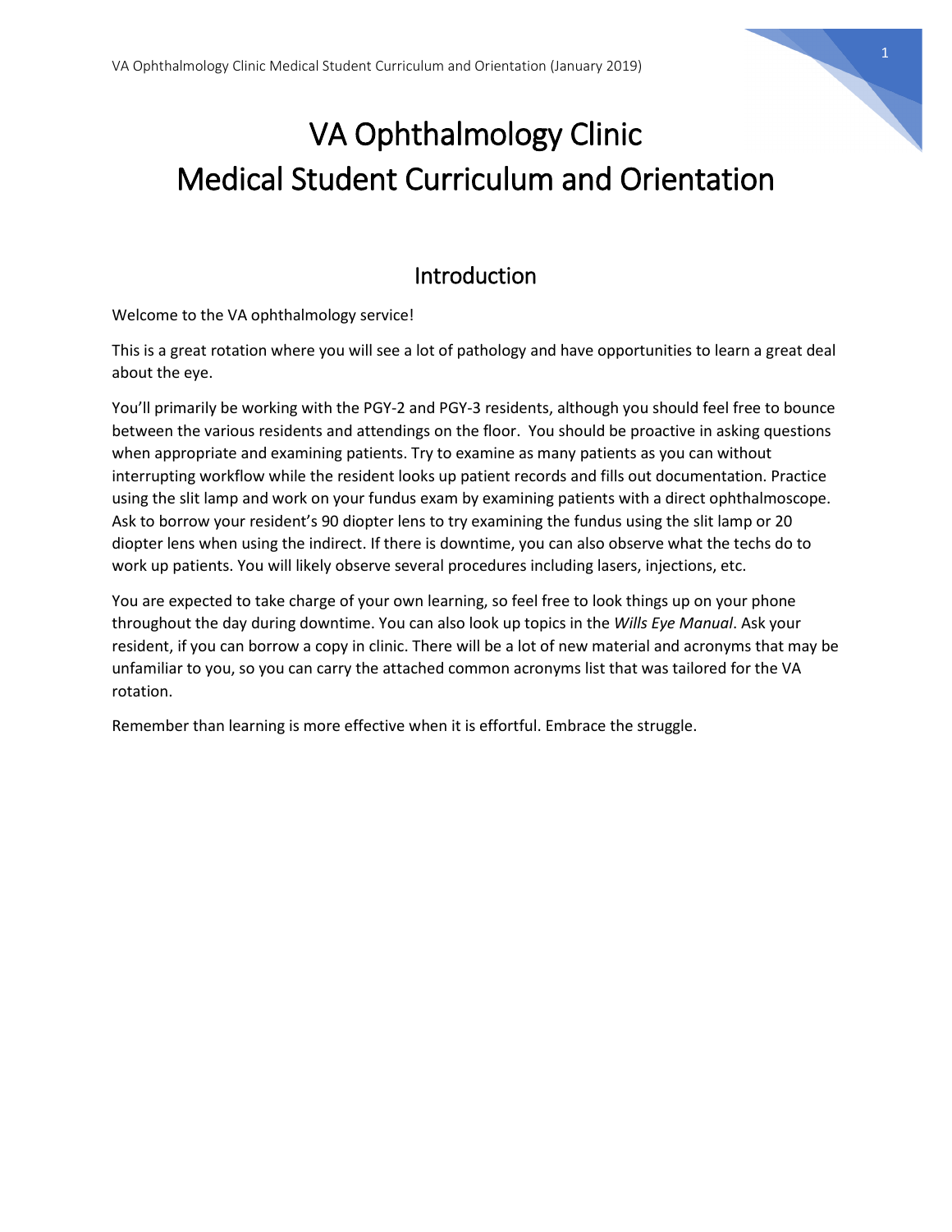# VA Ophthalmology Clinic
# Medical Student Curriculum and Orientation

## Introduction

Welcome to the VA ophthalmology service!

This is a great rotation where you will see a lot of pathology and have opportunities to learn a great deal about the eye.

You'll primarily be working with the PGY-2 and PGY-3 residents, although you should feel free to bounce between the various residents and attendings on the floor. You should be proactive in asking questions when appropriate and examining patients. Try to examine as many patients as you can without interrupting workflow while the resident looks up patient records and fills out documentation. Practice using the slit lamp and work on your fundus exam by examining patients with a direct ophthalmoscope. Ask to borrow your resident's 90 diopter lens to try examining the fundus using the slit lamp or 20 diopter lens when using the indirect. If there is downtime, you can also observe what the techs do to work up patients. You will likely observe several procedures including lasers, injections, etc.

You are expected to take charge of your own learning, so feel free to look things up on your phone throughout the day during downtime. You can also look up topics in the *Wills Eye Manual*. Ask your resident, if you can borrow a copy in clinic. There will be a lot of new material and acronyms that may be unfamiliar to you, so you can carry the attached common acronyms list that was tailored for the VA rotation.

Remember than learning is more effective when it is effortful. Embrace the struggle.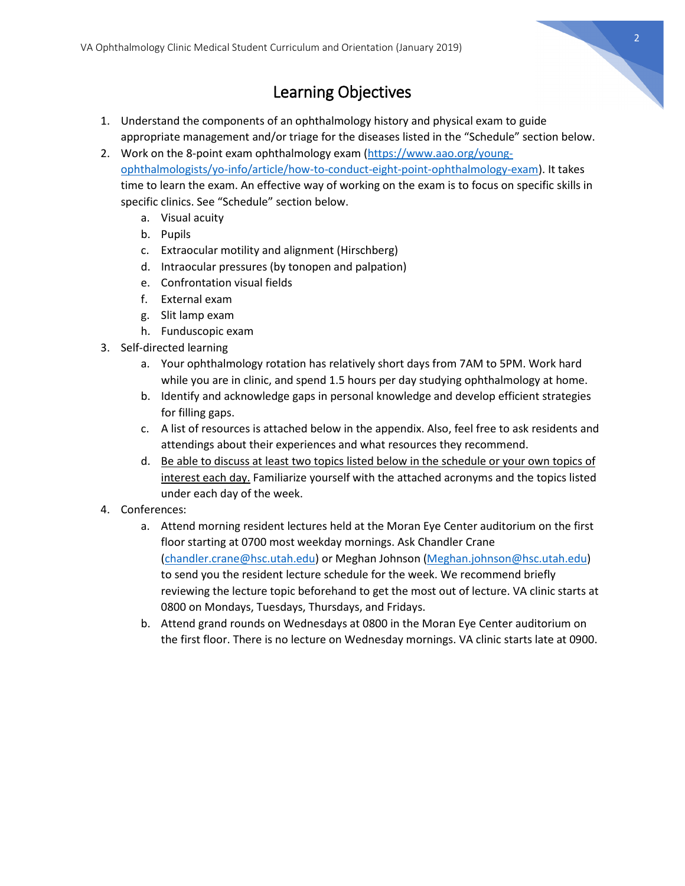# Learning Objectives

1. Understand the components of an ophthalmology history and physical exam to guide appropriate management and/or triage for the diseases listed in the "Schedule" section below.
2. Work on the 8-point exam ophthalmology exam ([https://www.aao.org/young-ophthalmologists/yo-info/article/how-to-conduct-eight-point-ophthalmology-exam](https://www.aao.org/young-ophthalmologists/yo-info/article/how-to-conduct-eight-point-ophthalmology-exam)). It takes time to learn the exam. An effective way of working on the exam is to focus on specific skills in specific clinics. See "Schedule" section below.
   a. Visual acuity
   b. Pupils
   c. Extraocular motility and alignment (Hirschberg)
   d. Intraocular pressures (by tonopen and palpation)
   e. Confrontation visual fields
   f. External exam
   g. Slit lamp exam
   h. Funduscopic exam
3. Self-directed learning
   a. Your ophthalmology rotation has relatively short days from 7AM to 5PM. Work hard while you are in clinic, and spend 1.5 hours per day studying ophthalmology at home.
   b. Identify and acknowledge gaps in personal knowledge and develop efficient strategies for filling gaps.
   c. A list of resources is attached below in the appendix. Also, feel free to ask residents and attendings about their experiences and what resources they recommend.
   d. <u>Be able to discuss at least two topics listed below in the schedule or your own topics of interest each day.</u> Familiarize yourself with the attached acronyms and the topics listed under each day of the week.
4. Conferences:
   a. Attend morning resident lectures held at the Moran Eye Center auditorium on the first floor starting at 0700 most weekday mornings. Ask Chandler Crane ([chandler.crane@hsc.utah.edu](mailto:chandler.crane@hsc.utah.edu)) or Meghan Johnson ([Meghan.johnson@hsc.utah.edu](mailto:Meghan.johnson@hsc.utah.edu)) to send you the resident lecture schedule for the week. We recommend briefly reviewing the lecture topic beforehand to get the most out of lecture. VA clinic starts at 0800 on Mondays, Tuesdays, Thursdays, and Fridays.
   b. Attend grand rounds on Wednesdays at 0800 in the Moran Eye Center auditorium on the first floor. There is no lecture on Wednesday mornings. VA clinic starts late at 0900.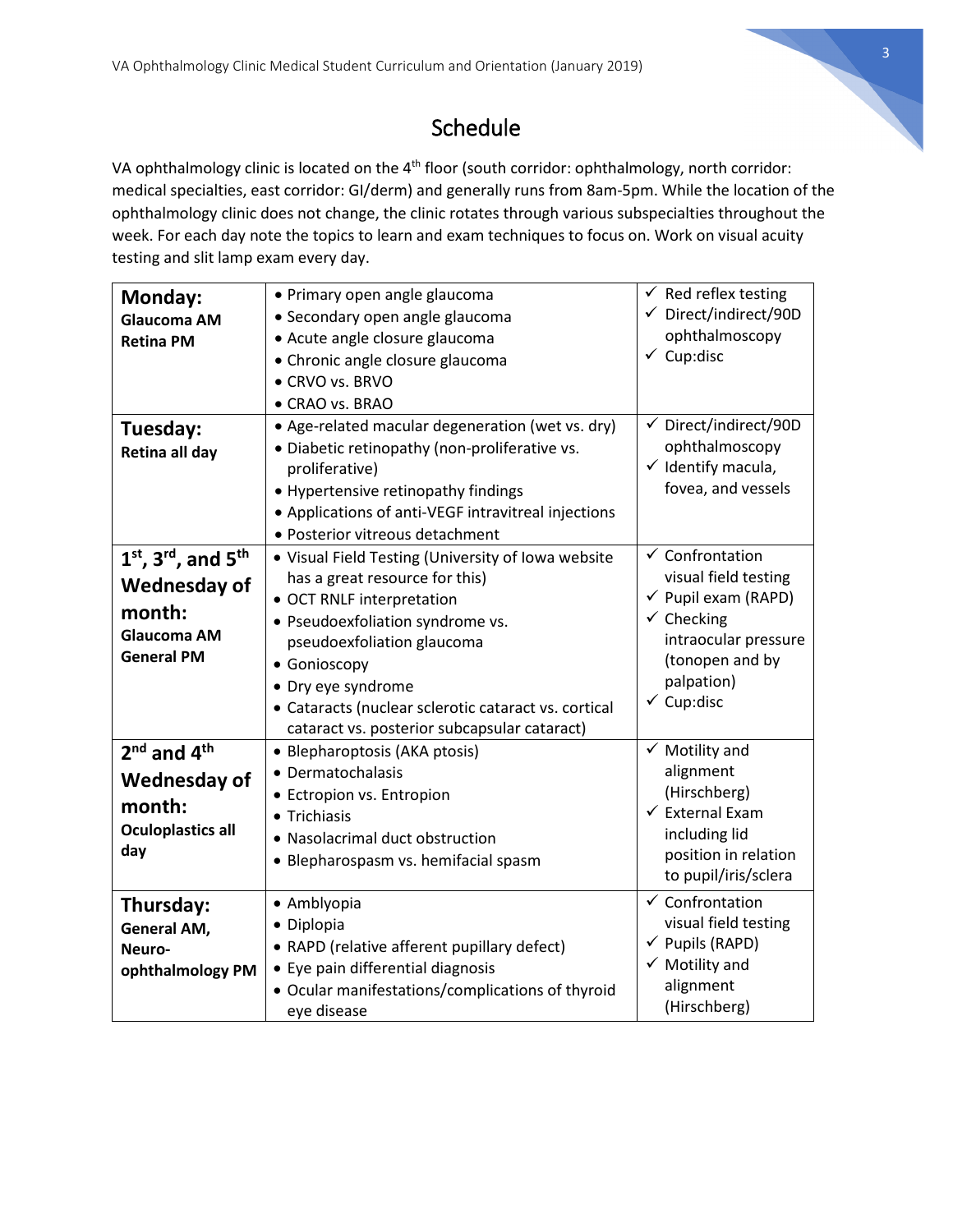# Schedule

VA ophthalmology clinic is located on the 4th floor (south corridor: ophthalmology, north corridor: medical specialties, east corridor: GI/derm) and generally runs from 8am-5pm. While the location of the ophthalmology clinic does not change, the clinic rotates through various subspecialties throughout the week. For each day note the topics to learn and exam techniques to focus on. Work on visual acuity testing and slit lamp exam every day.

| Day | Topics | Exam techniques |
|---|---|---|
| **Monday:** **Glaucoma AM** **Retina PM** | • Primary open angle glaucoma<br>• Secondary open angle glaucoma<br>• Acute angle closure glaucoma<br>• Chronic angle closure glaucoma<br>• CRVO vs. BRVO<br>• CRAO vs. BRAO | ✓ Red reflex testing<br>✓ Direct/indirect/90D ophthalmoscopy<br>✓ Cup:disc |
| **Tuesday:** **Retina all day** | • Age-related macular degeneration (wet vs. dry)<br>• Diabetic retinopathy (non-proliferative vs. proliferative)<br>• Hypertensive retinopathy findings<br>• Applications of anti-VEGF intravitreal injections<br>• Posterior vitreous detachment | ✓ Direct/indirect/90D ophthalmoscopy<br>✓ Identify macula, fovea, and vessels |
| **1st, 3rd, and 5th Wednesday of month:** **Glaucoma AM** **General PM** | • Visual Field Testing (University of Iowa website has a great resource for this)<br>• OCT RNLF interpretation<br>• Pseudoexfoliation syndrome vs. pseudoexfoliation glaucoma<br>• Gonioscopy<br>• Dry eye syndrome<br>• Cataracts (nuclear sclerotic cataract vs. cortical cataract vs. posterior subcapsular cataract) | ✓ Confrontation visual field testing<br>✓ Pupil exam (RAPD)<br>✓ Checking intraocular pressure (tonopen and by palpation)<br>✓ Cup:disc |
| **2nd and 4th Wednesday of month:** **Oculoplastics all day** | • Blepharoptosis (AKA ptosis)<br>• Dermatochalasis<br>• Ectropion vs. Entropion<br>• Trichiasis<br>• Nasolacrimal duct obstruction<br>• Blepharospasm vs. hemifacial spasm | ✓ Motility and alignment (Hirschberg)<br>✓ External Exam including lid position in relation to pupil/iris/sclera |
| **Thursday:** **General AM,** **Neuro-ophthalmology PM** | • Amblyopia<br>• Diplopia<br>• RAPD (relative afferent pupillary defect)<br>• Eye pain differential diagnosis<br>• Ocular manifestations/complications of thyroid eye disease | ✓ Confrontation visual field testing<br>✓ Pupils (RAPD)<br>✓ Motility and alignment (Hirschberg) |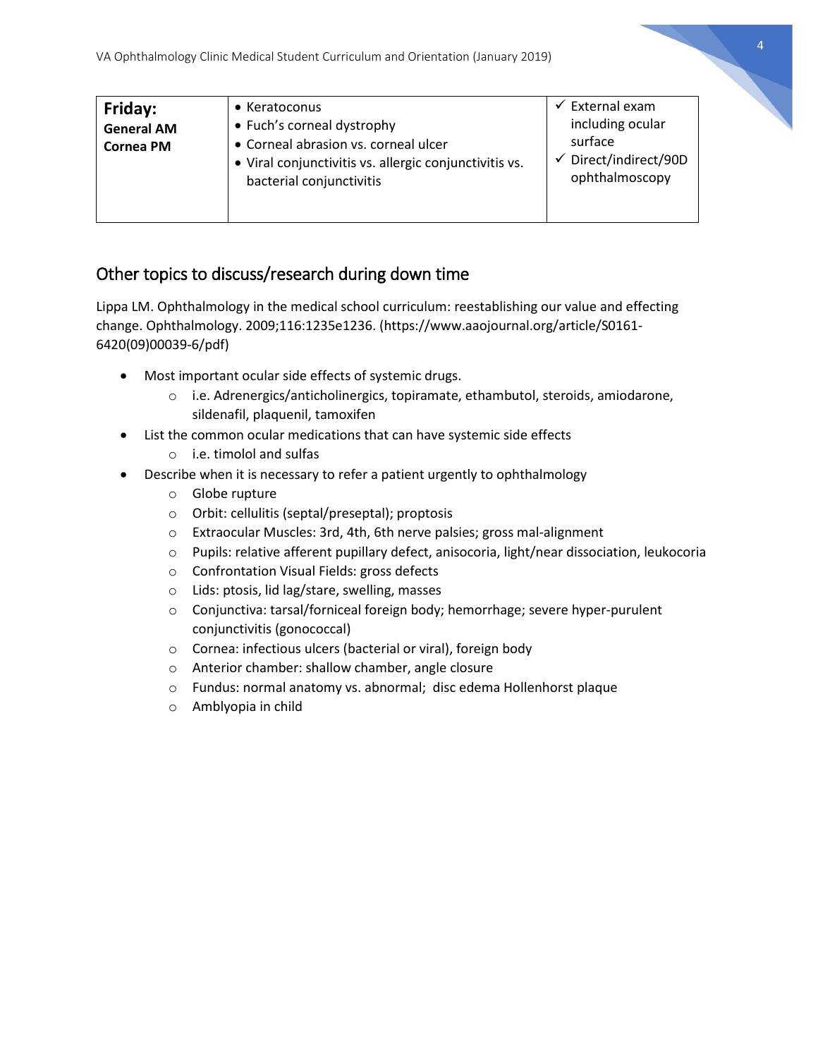| **Friday:** **General AM** **Cornea PM** | • Keratoconus<br>• Fuch's corneal dystrophy<br>• Corneal abrasion vs. corneal ulcer<br>• Viral conjunctivitis vs. allergic conjunctivitis vs. bacterial conjunctivitis | ✓ External exam including ocular surface<br>✓ Direct/indirect/90D ophthalmoscopy |
|---|---|---|

## Other topics to discuss/research during down time

Lippa LM. Ophthalmology in the medical school curriculum: reestablishing our value and effecting change. Ophthalmology. 2009;116:1235e1236. (https://www.aaojournal.org/article/S0161-6420(09)00039-6/pdf)

- Most important ocular side effects of systemic drugs.
  - i.e. Adrenergics/anticholinergics, topiramate, ethambutol, steroids, amiodarone, sildenafil, plaquenil, tamoxifen
- List the common ocular medications that can have systemic side effects
  - i.e. timolol and sulfas
- Describe when it is necessary to refer a patient urgently to ophthalmology
  - Globe rupture
  - Orbit: cellulitis (septal/preseptal); proptosis
  - Extraocular Muscles: 3rd, 4th, 6th nerve palsies; gross mal-alignment
  - Pupils: relative afferent pupillary defect, anisocoria, light/near dissociation, leukocoria
  - Confrontation Visual Fields: gross defects
  - Lids: ptosis, lid lag/stare, swelling, masses
  - Conjunctiva: tarsal/forniceal foreign body; hemorrhage; severe hyper-purulent conjunctivitis (gonococcal)
  - Cornea: infectious ulcers (bacterial or viral), foreign body
  - Anterior chamber: shallow chamber, angle closure
  - Fundus: normal anatomy vs. abnormal; disc edema Hollenhorst plaque
  - Amblyopia in child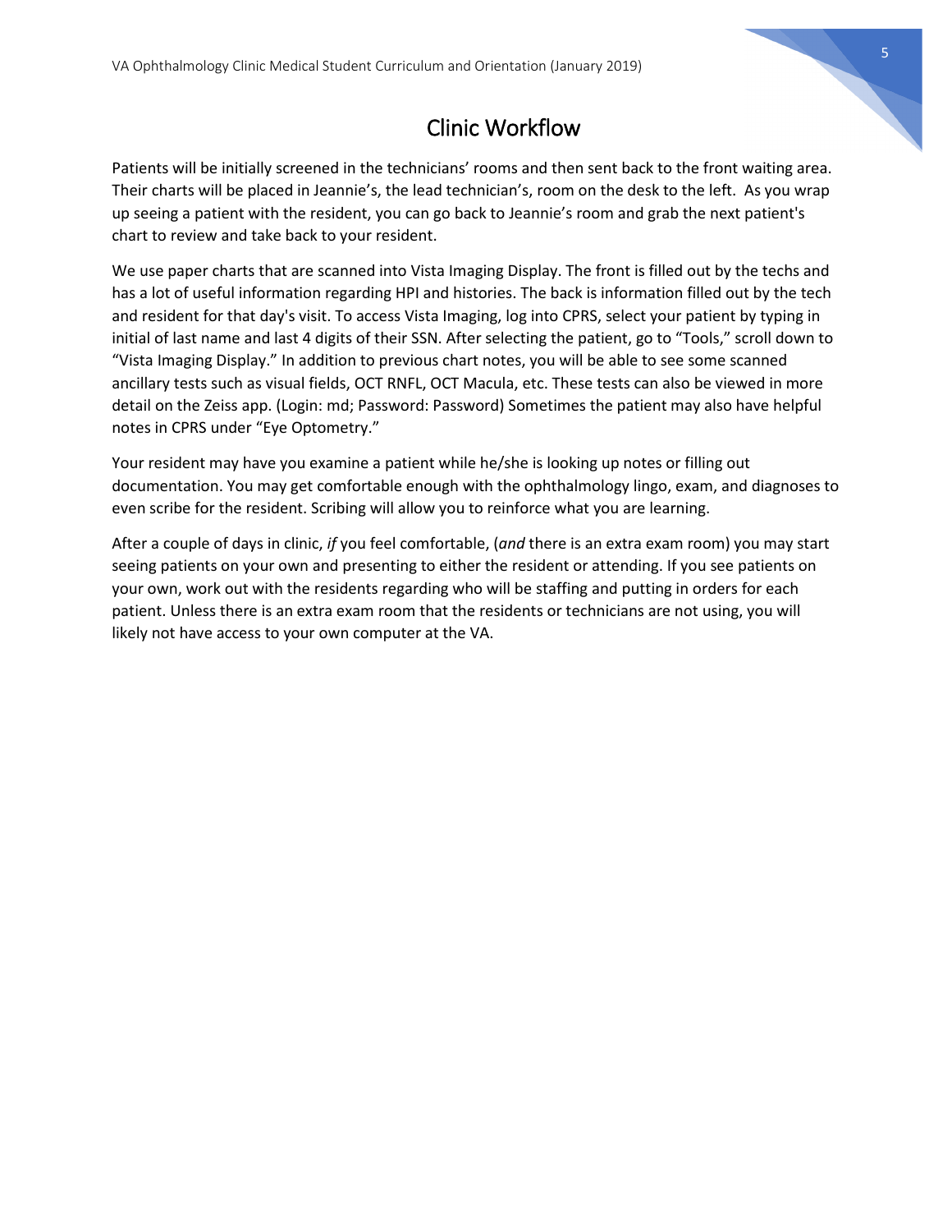# Clinic Workflow

Patients will be initially screened in the technicians' rooms and then sent back to the front waiting area. Their charts will be placed in Jeannie's, the lead technician's, room on the desk to the left. As you wrap up seeing a patient with the resident, you can go back to Jeannie's room and grab the next patient's chart to review and take back to your resident.

We use paper charts that are scanned into Vista Imaging Display. The front is filled out by the techs and has a lot of useful information regarding HPI and histories. The back is information filled out by the tech and resident for that day's visit. To access Vista Imaging, log into CPRS, select your patient by typing in initial of last name and last 4 digits of their SSN. After selecting the patient, go to "Tools," scroll down to "Vista Imaging Display." In addition to previous chart notes, you will be able to see some scanned ancillary tests such as visual fields, OCT RNFL, OCT Macula, etc. These tests can also be viewed in more detail on the Zeiss app. (Login: md; Password: Password) Sometimes the patient may also have helpful notes in CPRS under "Eye Optometry."

Your resident may have you examine a patient while he/she is looking up notes or filling out documentation. You may get comfortable enough with the ophthalmology lingo, exam, and diagnoses to even scribe for the resident. Scribing will allow you to reinforce what you are learning.

After a couple of days in clinic, *if* you feel comfortable, (*and* there is an extra exam room) you may start seeing patients on your own and presenting to either the resident or attending. If you see patients on your own, work out with the residents regarding who will be staffing and putting in orders for each patient. Unless there is an extra exam room that the residents or technicians are not using, you will likely not have access to your own computer at the VA.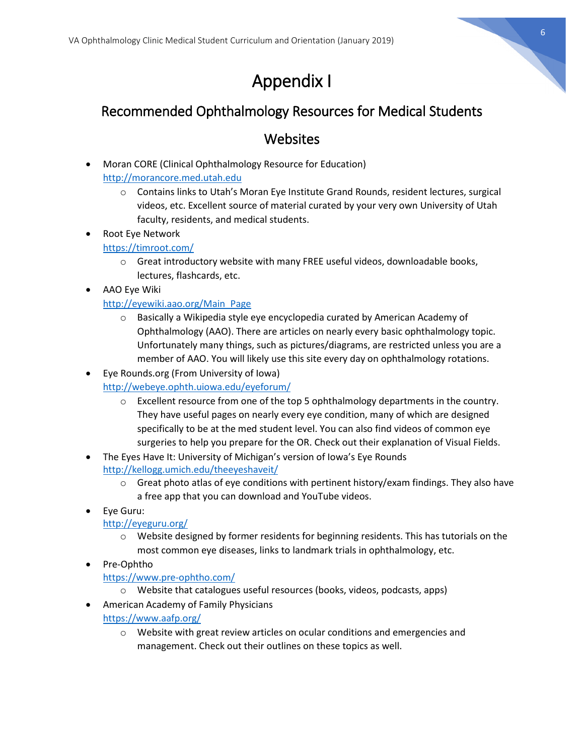# Appendix I

## Recommended Ophthalmology Resources for Medical Students

### Websites

- Moran CORE (Clinical Ophthalmology Resource for Education)
  [http://morancore.med.utah.edu](http://morancore.med.utah.edu)
  - Contains links to Utah's Moran Eye Institute Grand Rounds, resident lectures, surgical videos, etc. Excellent source of material curated by your very own University of Utah faculty, residents, and medical students.
- Root Eye Network
  [https://timroot.com/](https://timroot.com/)
  - Great introductory website with many FREE useful videos, downloadable books, lectures, flashcards, etc.
- AAO Eye Wiki
  [http://eyewiki.aao.org/Main_Page](http://eyewiki.aao.org/Main_Page)
  - Basically a Wikipedia style eye encyclopedia curated by American Academy of Ophthalmology (AAO). There are articles on nearly every basic ophthalmology topic. Unfortunately many things, such as pictures/diagrams, are restricted unless you are a member of AAO. You will likely use this site every day on ophthalmology rotations.
- Eye Rounds.org (From University of Iowa)
  [http://webeye.ophth.uiowa.edu/eyeforum/](http://webeye.ophth.uiowa.edu/eyeforum/)
  - Excellent resource from one of the top 5 ophthalmology departments in the country. They have useful pages on nearly every eye condition, many of which are designed specifically to be at the med student level. You can also find videos of common eye surgeries to help you prepare for the OR. Check out their explanation of Visual Fields.
- The Eyes Have It: University of Michigan's version of Iowa's Eye Rounds
  [http://kellogg.umich.edu/theeyeshaveit/](http://kellogg.umich.edu/theeyeshaveit/)
  - Great photo atlas of eye conditions with pertinent history/exam findings. They also have a free app that you can download and YouTube videos.
- Eye Guru:
  [http://eyeguru.org/](http://eyeguru.org/)
  - Website designed by former residents for beginning residents. This has tutorials on the most common eye diseases, links to landmark trials in ophthalmology, etc.
- Pre-Ophtho
  [https://www.pre-ophtho.com/](https://www.pre-ophtho.com/)
  - Website that catalogues useful resources (books, videos, podcasts, apps)
- American Academy of Family Physicians
  [https://www.aafp.org/](https://www.aafp.org/)
  - Website with great review articles on ocular conditions and emergencies and management. Check out their outlines on these topics as well.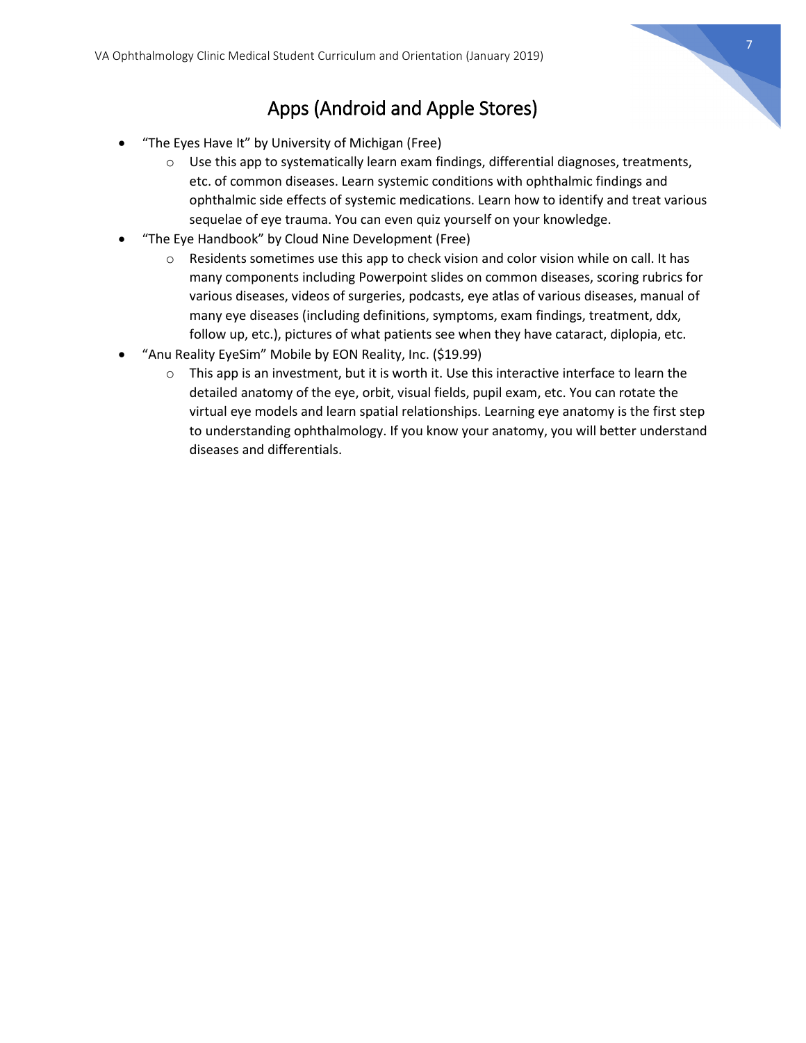# Apps (Android and Apple Stores)

- "The Eyes Have It" by University of Michigan (Free)
  - Use this app to systematically learn exam findings, differential diagnoses, treatments, etc. of common diseases. Learn systemic conditions with ophthalmic findings and ophthalmic side effects of systemic medications. Learn how to identify and treat various sequelae of eye trauma. You can even quiz yourself on your knowledge.
- "The Eye Handbook" by Cloud Nine Development (Free)
  - Residents sometimes use this app to check vision and color vision while on call. It has many components including Powerpoint slides on common diseases, scoring rubrics for various diseases, videos of surgeries, podcasts, eye atlas of various diseases, manual of many eye diseases (including definitions, symptoms, exam findings, treatment, ddx, follow up, etc.), pictures of what patients see when they have cataract, diplopia, etc.
- "Anu Reality EyeSim" Mobile by EON Reality, Inc. ($19.99)
  - This app is an investment, but it is worth it. Use this interactive interface to learn the detailed anatomy of the eye, orbit, visual fields, pupil exam, etc. You can rotate the virtual eye models and learn spatial relationships. Learning eye anatomy is the first step to understanding ophthalmology. If you know your anatomy, you will better understand diseases and differentials.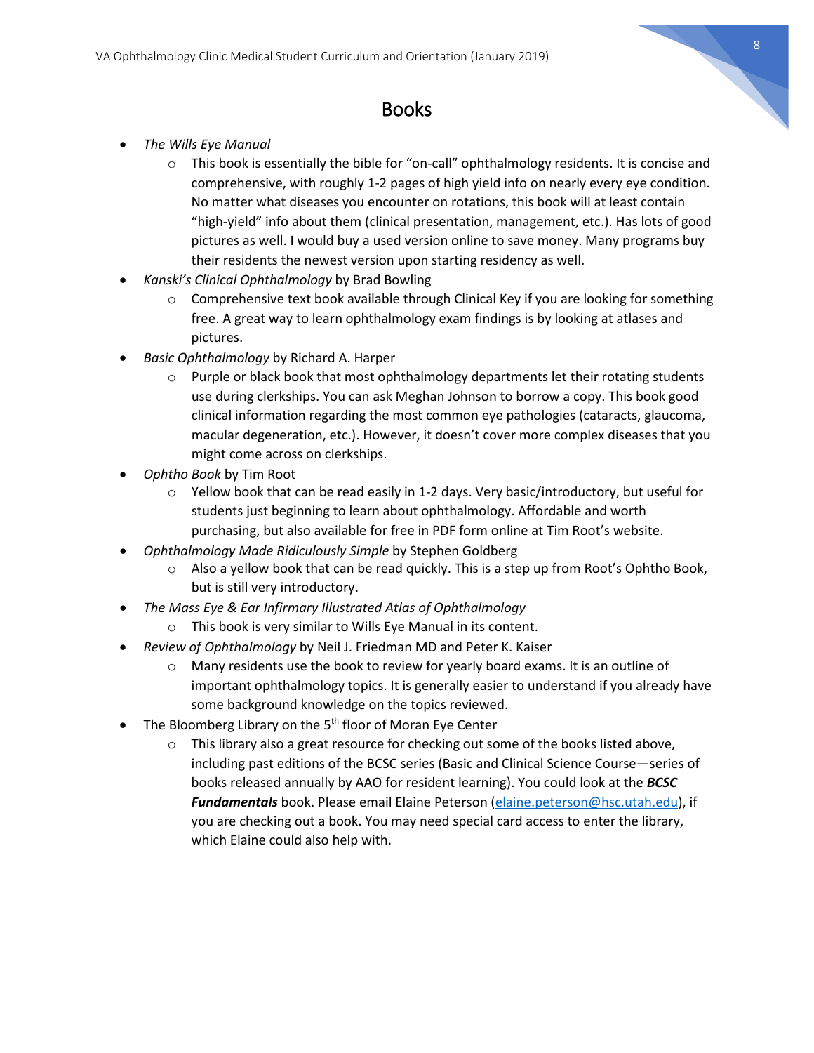# Books

- *The Wills Eye Manual*
  - This book is essentially the bible for "on-call" ophthalmology residents. It is concise and comprehensive, with roughly 1-2 pages of high yield info on nearly every eye condition. No matter what diseases you encounter on rotations, this book will at least contain "high-yield" info about them (clinical presentation, management, etc.). Has lots of good pictures as well. I would buy a used version online to save money. Many programs buy their residents the newest version upon starting residency as well.
- *Kanski's Clinical Ophthalmology* by Brad Bowling
  - Comprehensive text book available through Clinical Key if you are looking for something free. A great way to learn ophthalmology exam findings is by looking at atlases and pictures.
- *Basic Ophthalmology* by Richard A. Harper
  - Purple or black book that most ophthalmology departments let their rotating students use during clerkships. You can ask Meghan Johnson to borrow a copy. This book good clinical information regarding the most common eye pathologies (cataracts, glaucoma, macular degeneration, etc.). However, it doesn't cover more complex diseases that you might come across on clerkships.
- *Ophtho Book* by Tim Root
  - Yellow book that can be read easily in 1-2 days. Very basic/introductory, but useful for students just beginning to learn about ophthalmology. Affordable and worth purchasing, but also available for free in PDF form online at Tim Root's website.
- *Ophthalmology Made Ridiculously Simple* by Stephen Goldberg
  - Also a yellow book that can be read quickly. This is a step up from Root's Ophtho Book, but is still very introductory.
- *The Mass Eye & Ear Infirmary Illustrated Atlas of Ophthalmology*
  - This book is very similar to Wills Eye Manual in its content.
- *Review of Ophthalmology* by Neil J. Friedman MD and Peter K. Kaiser
  - Many residents use the book to review for yearly board exams. It is an outline of important ophthalmology topics. It is generally easier to understand if you already have some background knowledge on the topics reviewed.
- The Bloomberg Library on the 5th floor of Moran Eye Center
  - This library also a great resource for checking out some of the books listed above, including past editions of the BCSC series (Basic and Clinical Science Course—series of books released annually by AAO for resident learning). You could look at the ***BCSC Fundamentals*** book. Please email Elaine Peterson (elaine.peterson@hsc.utah.edu), if you are checking out a book. You may need special card access to enter the library, which Elaine could also help with.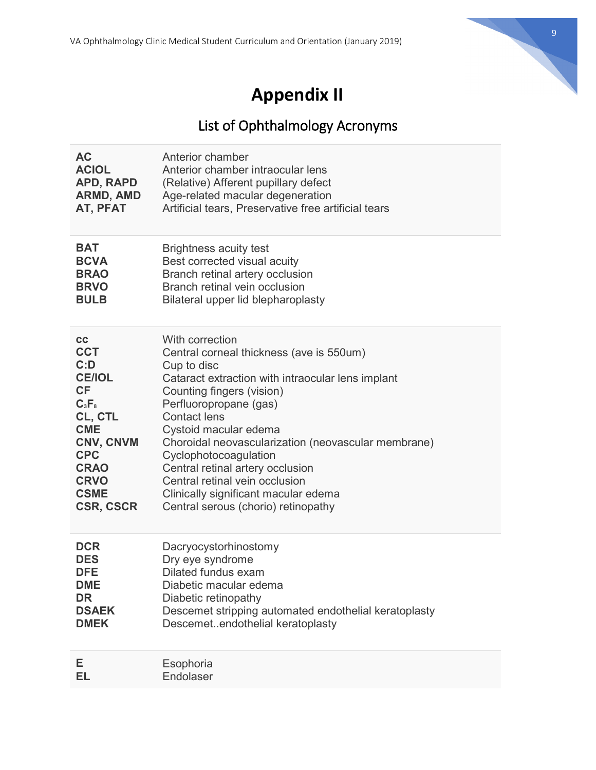# Appendix II

## List of Ophthalmology Acronyms

| | |
|---|---|
| **AC** | Anterior chamber |
| **ACIOL** | Anterior chamber intraocular lens |
| **APD, RAPD** | (Relative) Afferent pupillary defect |
| **ARMD, AMD** | Age-related macular degeneration |
| **AT, PFAT** | Artificial tears, Preservative free artificial tears |
| **BAT** | Brightness acuity test |
| **BCVA** | Best corrected visual acuity |
| **BRAO** | Branch retinal artery occlusion |
| **BRVO** | Branch retinal vein occlusion |
| **BULB** | Bilateral upper lid blepharoplasty |
| **cc** | With correction |
| **CCT** | Central corneal thickness (ave is 550um) |
| **C:D** | Cup to disc |
| **CE/IOL** | Cataract extraction with intraocular lens implant |
| **CF** | Counting fingers (vision) |
| **$C_3F_8$** | Perfluoropropane (gas) |
| **CL, CTL** | Contact lens |
| **CME** | Cystoid macular edema |
| **CNV, CNVM** | Choroidal neovascularization (neovascular membrane) |
| **CPC** | Cyclophotocoagulation |
| **CRAO** | Central retinal artery occlusion |
| **CRVO** | Central retinal vein occlusion |
| **CSME** | Clinically significant macular edema |
| **CSR, CSCR** | Central serous (chorio) retinopathy |
| **DCR** | Dacryocystorhinostomy |
| **DES** | Dry eye syndrome |
| **DFE** | Dilated fundus exam |
| **DME** | Diabetic macular edema |
| **DR** | Diabetic retinopathy |
| **DSAEK** | Descemet stripping automated endothelial keratoplasty |
| **DMEK** | Descemet..endothelial keratoplasty |
| **E** | Esophoria |
| **EL** | Endolaser |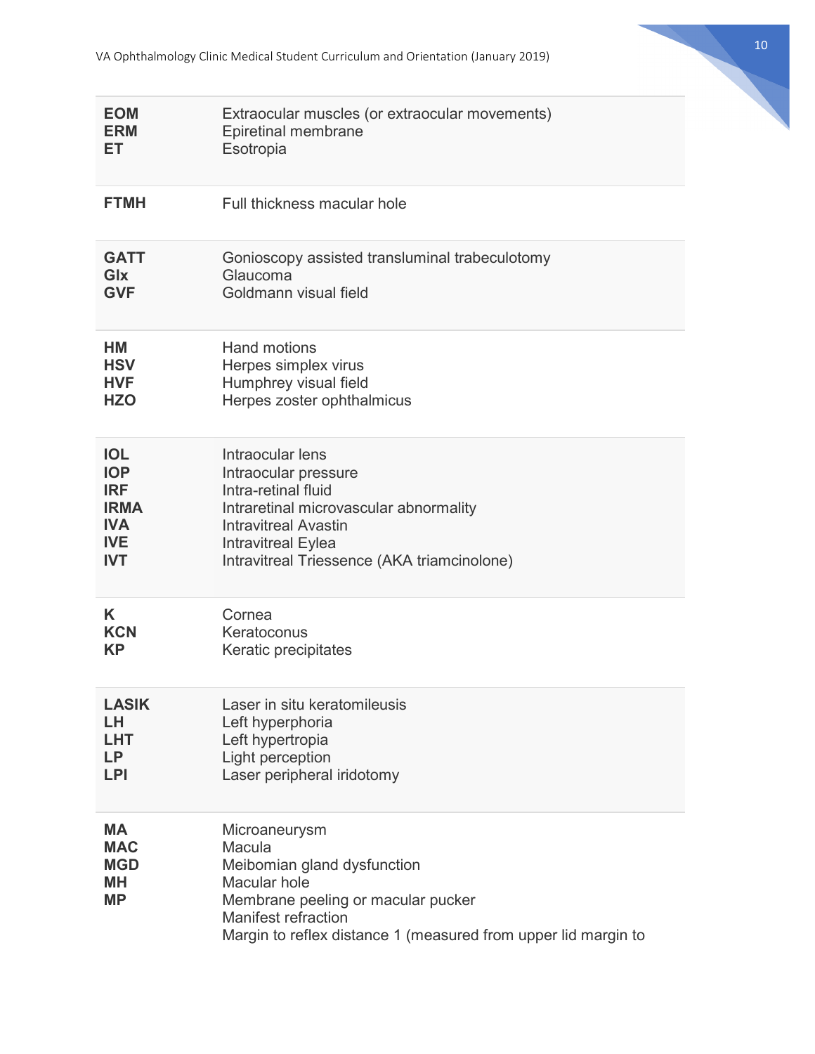| | |
|---|---|
| **EOM**<br>**ERM**<br>**ET** | Extraocular muscles (or extraocular movements)<br>Epiretinal membrane<br>Esotropia |
| **FTMH** | Full thickness macular hole |
| **GATT**<br>**Glx**<br>**GVF** | Gonioscopy assisted transluminal trabeculotomy<br>Glaucoma<br>Goldmann visual field |
| **HM**<br>**HSV**<br>**HVF**<br>**HZO** | Hand motions<br>Herpes simplex virus<br>Humphrey visual field<br>Herpes zoster ophthalmicus |
| **IOL**<br>**IOP**<br>**IRF**<br>**IRMA**<br>**IVA**<br>**IVE**<br>**IVT** | Intraocular lens<br>Intraocular pressure<br>Intra-retinal fluid<br>Intraretinal microvascular abnormality<br>Intravitreal Avastin<br>Intravitreal Eylea<br>Intravitreal Triessence (AKA triamcinolone) |
| **K**<br>**KCN**<br>**KP** | Cornea<br>Keratoconus<br>Keratic precipitates |
| **LASIK**<br>**LH**<br>**LHT**<br>**LP**<br>**LPI** | Laser in situ keratomileusis<br>Left hyperphoria<br>Left hypertropia<br>Light perception<br>Laser peripheral iridotomy |
| **MA**<br>**MAC**<br>**MGD**<br>**MH**<br>**MP** | Microaneurysm<br>Macula<br>Meibomian gland dysfunction<br>Macular hole<br>Membrane peeling or macular pucker<br>Manifest refraction<br>Margin to reflex distance 1 (measured from upper lid margin to |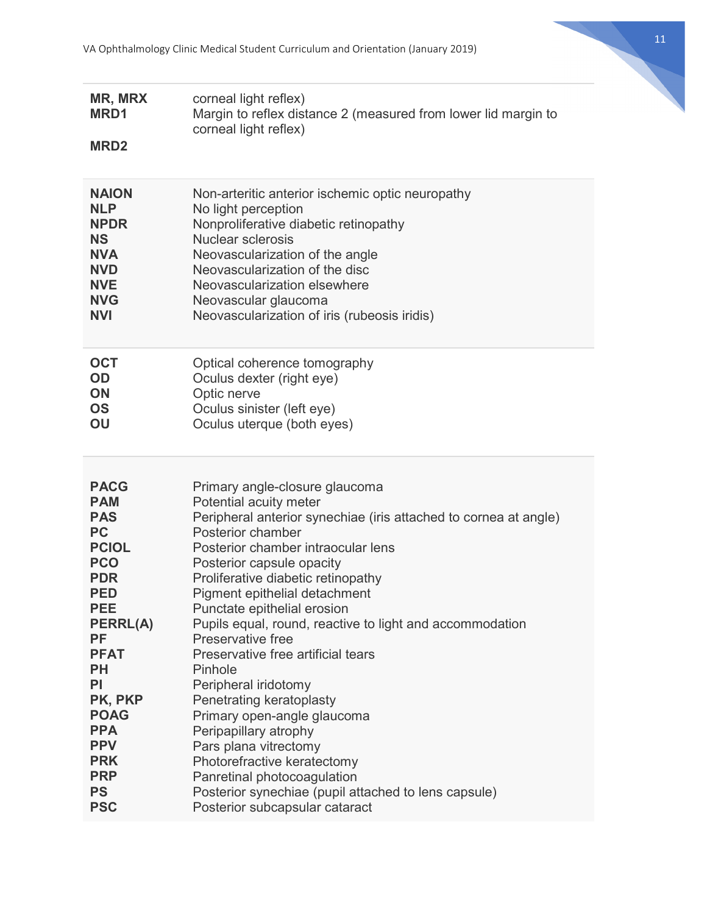| | |
|---|---|
| **MR, MRX** | corneal light reflex) |
| **MRD1** | Margin to reflex distance 2 (measured from lower lid margin to corneal light reflex) |
| **MRD2** | |

| | |
|---|---|
| **NAION** | Non-arteritic anterior ischemic optic neuropathy |
| **NLP** | No light perception |
| **NPDR** | Nonproliferative diabetic retinopathy |
| **NS** | Nuclear sclerosis |
| **NVA** | Neovascularization of the angle |
| **NVD** | Neovascularization of the disc |
| **NVE** | Neovascularization elsewhere |
| **NVG** | Neovascular glaucoma |
| **NVI** | Neovascularization of iris (rubeosis iridis) |

| | |
|---|---|
| **OCT** | Optical coherence tomography |
| **OD** | Oculus dexter (right eye) |
| **ON** | Optic nerve |
| **OS** | Oculus sinister (left eye) |
| **OU** | Oculus uterque (both eyes) |

| | |
|---|---|
| **PACG** | Primary angle-closure glaucoma |
| **PAM** | Potential acuity meter |
| **PAS** | Peripheral anterior synechiae (iris attached to cornea at angle) |
| **PC** | Posterior chamber |
| **PCIOL** | Posterior chamber intraocular lens |
| **PCO** | Posterior capsule opacity |
| **PDR** | Proliferative diabetic retinopathy |
| **PED** | Pigment epithelial detachment |
| **PEE** | Punctate epithelial erosion |
| **PERRL(A)** | Pupils equal, round, reactive to light and accommodation |
| **PF** | Preservative free |
| **PFAT** | Preservative free artificial tears |
| **PH** | Pinhole |
| **PI** | Peripheral iridotomy |
| **PK, PKP** | Penetrating keratoplasty |
| **POAG** | Primary open-angle glaucoma |
| **PPA** | Peripapillary atrophy |
| **PPV** | Pars plana vitrectomy |
| **PRK** | Photorefractive keratectomy |
| **PRP** | Panretinal photocoagulation |
| **PS** | Posterior synechiae (pupil attached to lens capsule) |
| **PSC** | Posterior subcapsular cataract |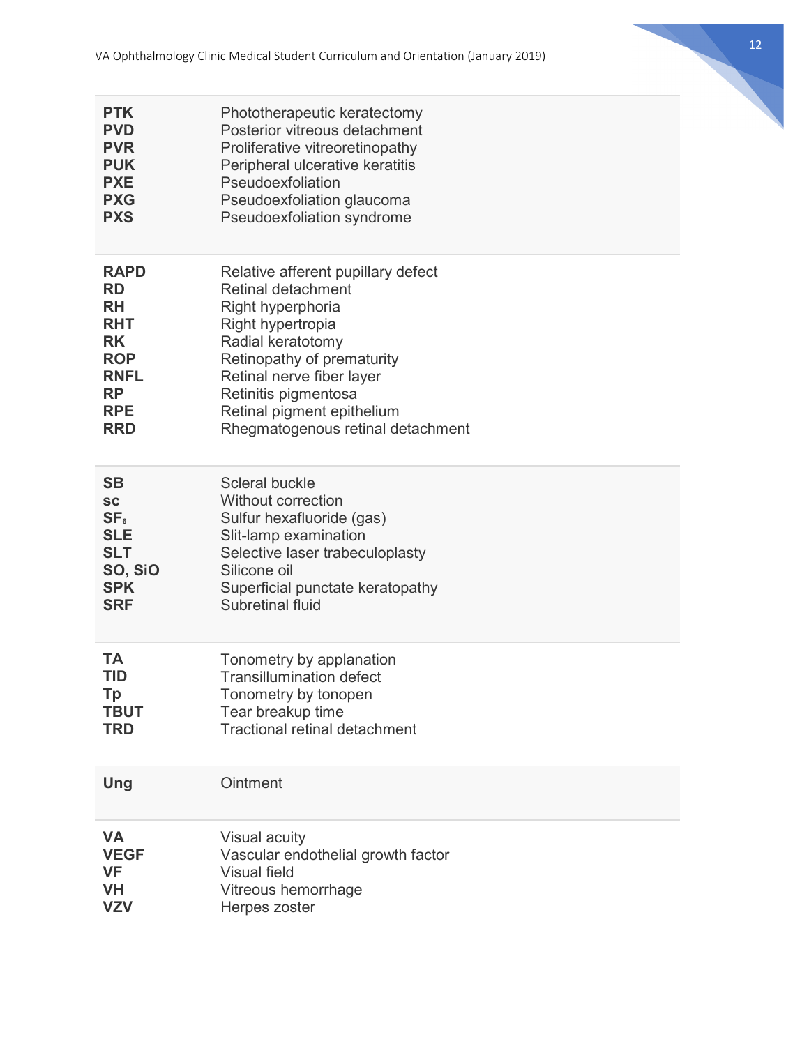| | |
|---|---|
| **PTK** | Phototherapeutic keratectomy |
| **PVD** | Posterior vitreous detachment |
| **PVR** | Proliferative vitreoretinopathy |
| **PUK** | Peripheral ulcerative keratitis |
| **PXE** | Pseudoexfoliation |
| **PXG** | Pseudoexfoliation glaucoma |
| **PXS** | Pseudoexfoliation syndrome |
| **RAPD** | Relative afferent pupillary defect |
| **RD** | Retinal detachment |
| **RH** | Right hyperphoria |
| **RHT** | Right hypertropia |
| **RK** | Radial keratotomy |
| **ROP** | Retinopathy of prematurity |
| **RNFL** | Retinal nerve fiber layer |
| **RP** | Retinitis pigmentosa |
| **RPE** | Retinal pigment epithelium |
| **RRD** | Rhegmatogenous retinal detachment |
| **SB** | Scleral buckle |
| **sc** | Without correction |
| **$SF_6$** | Sulfur hexafluoride (gas) |
| **SLE** | Slit-lamp examination |
| **SLT** | Selective laser trabeculoplasty |
| **SO, SiO** | Silicone oil |
| **SPK** | Superficial punctate keratopathy |
| **SRF** | Subretinal fluid |
| **TA** | Tonometry by applanation |
| **TID** | Transillumination defect |
| **Tp** | Tonometry by tonopen |
| **TBUT** | Tear breakup time |
| **TRD** | Tractional retinal detachment |
| **Ung** | Ointment |
| **VA** | Visual acuity |
| **VEGF** | Vascular endothelial growth factor |
| **VF** | Visual field |
| **VH** | Vitreous hemorrhage |
| **VZV** | Herpes zoster |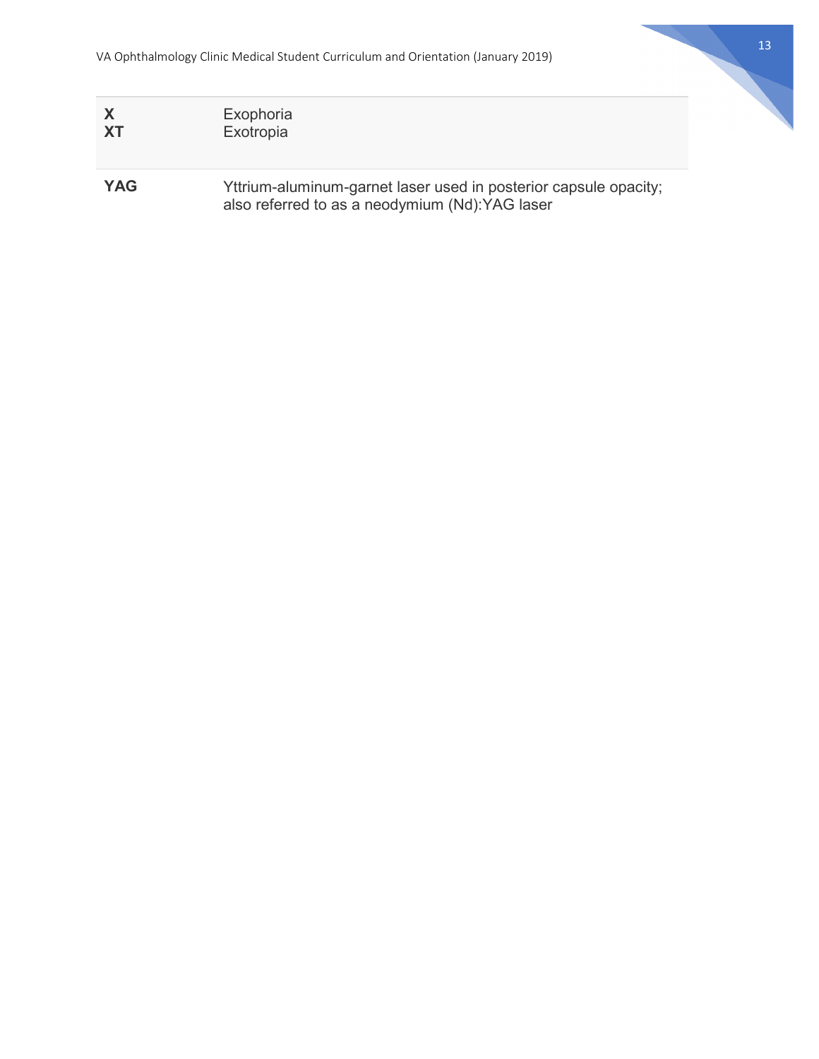| | |
|---|---|
| **X**<br>**XT** | Exophoria<br>Exotropia |
| **YAG** | Yttrium-aluminum-garnet laser used in posterior capsule opacity; also referred to as a neodymium (Nd):YAG laser |